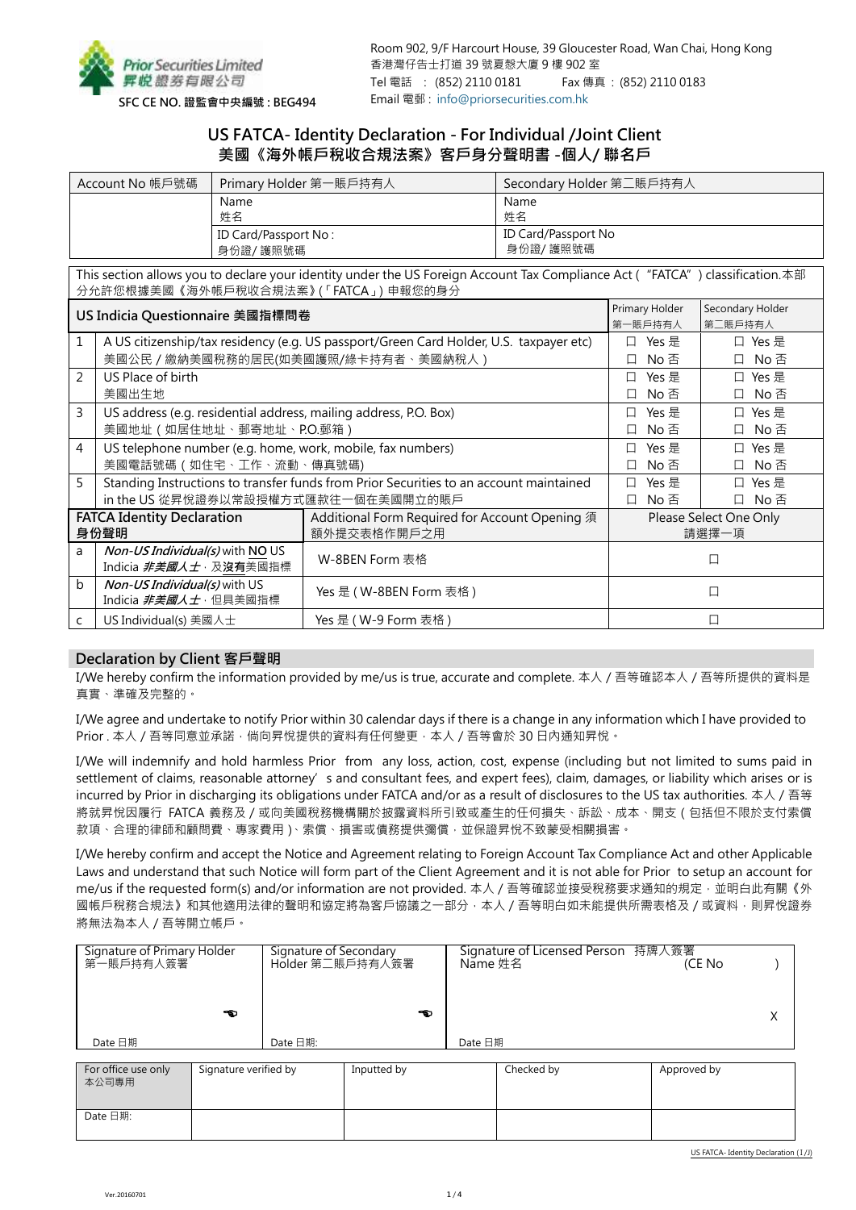Prior Securities Limited
昇悅證券有限公司
SFC CE NO. 證監會中央編號 : BEG494

Room 902, 9/F Harcourt House, 39 Gloucester Road, Wan Chai, Hong Kong
香港灣仔告士打道 39 號夏慤大廈 9 樓 902 室
Tel 電話 ： (852) 2110 0181 Fax 傳真 ： (852) 2110 0183
Email 電郵 : info@priorsecurities.com.hk

# US FATCA- Identity Declaration - For Individual /Joint Client
# 美國《海外帳戶稅收合規法案》客戶身分聲明書 -個人/ 聯名戶

| Account No 帳戶號碼 | Primary Holder 第一賬戶持有人 | Secondary Holder 第二賬戶持有人 |
|---|---|---|
| | Name 姓名 | Name 姓名 |
| | ID Card/Passport No : 身份證/ 護照號碼 | ID Card/Passport No 身份證/ 護照號碼 |

This section allows you to declare your identity under the US Foreign Account Tax Compliance Act ("FATCA") classification.本部分允許您根據美國《海外帳戶稅收合規法案》(「FATCA」) 申報您的身分

| | US Indicia Questionnaire 美國指標問卷 | Primary Holder 第一賬戶持有人 | Secondary Holder 第二賬戶持有人 |
|---|---|---|---|
| 1 | A US citizenship/tax residency (e.g. US passport/Green Card Holder, U.S. taxpayer etc) 美國公民 / 繳納美國稅務的居民(如美國護照/綠卡持有者、美國納稅人) | ☐ Yes 是 ☐ No 否 | ☐ Yes 是 ☐ No 否 |
| 2 | US Place of birth 美國出生地 | ☐ Yes 是 ☐ No 否 | ☐ Yes 是 ☐ No 否 |
| 3 | US address (e.g. residential address, mailing address, P.O. Box) 美國地址（如居住地址、郵寄地址、P.O.郵箱） | ☐ Yes 是 ☐ No 否 | ☐ Yes 是 ☐ No 否 |
| 4 | US telephone number (e.g. home, work, mobile, fax numbers) 美國電話號碼（如住宅、工作、流動、傳真號碼) | ☐ Yes 是 ☐ No 否 | ☐ Yes 是 ☐ No 否 |
| 5 | Standing Instructions to transfer funds from Prior Securities to an account maintained in the US 從昇悅證券以常設授權方式匯款往一個在美國開立的賬戶 | ☐ Yes 是 ☐ No 否 | ☐ Yes 是 ☐ No 否 |

| | FATCA Identity Declaration 身份聲明 | Additional Form Required for Account Opening 須額外提交表格作開戶之用 | Please Select One Only 請選擇一項 |
|---|---|---|---|
| a | *Non-US Individual(s)* with **NO** US Indicia ***非美國人士***，及**沒有**美國指標 | W-8BEN Form 表格 | ☐ |
| b | *Non-US Individual(s)* with US Indicia ***非美國人士***，但具美國指標 | Yes 是（W-8BEN Form 表格） | ☐ |
| c | US Individual(s) 美國人士 | Yes 是（W-9 Form 表格） | ☐ |

## Declaration by Client 客戶聲明

I/We hereby confirm the information provided by me/us is true, accurate and complete. 本人 / 吾等確認本人 / 吾等所提供的資料是真實、準確及完整的。

I/We agree and undertake to notify Prior within 30 calendar days if there is a change in any information which I have provided to Prior . 本人 / 吾等同意並承諾，倘向昇悅提供的資料有任何變更，本人 / 吾等會於 30 日內通知昇悅。

I/We will indemnify and hold harmless Prior from any loss, action, cost, expense (including but not limited to sums paid in settlement of claims, reasonable attorney's and consultant fees, and expert fees), claim, damages, or liability which arises or is incurred by Prior in discharging its obligations under FATCA and/or as a result of disclosures to the US tax authorities. 本人 / 吾等將就昇悅因履行 FATCA 義務及 / 或向美國稅務機構關於披露資料所引致或產生的任何損失、訴訟、成本、開支（包括但不限於支付索償款項、合理的律師和顧問費、專家費用）、索償、損害或債務提供彌償，並保證昇悅不致蒙受相關損害。

I/We hereby confirm and accept the Notice and Agreement relating to Foreign Account Tax Compliance Act and other Applicable Laws and understand that such Notice will form part of the Client Agreement and it is not able for Prior to setup an account for me/us if the requested form(s) and/or information are not provided. 本人 / 吾等確認並接受稅務要求通知的規定，並明白此有關《外國帳戶稅務合規法》和其他適用法律的聲明和協定將為客戶協議之一部分，本人 / 吾等明白如未能提供所需表格及 / 或資料，則昇悅證券將無法為本人 / 吾等開立帳戶。

| Signature of Primary Holder 第一賬戶持有人簽署 | Signature of Secondary Holder 第二賬戶持有人簽署 | Signature of Licensed Person 持牌人簽署 Name 姓名 (CE No ) |
|---|---|---|
| ☜ | ☜ | X |
| Date 日期 | Date 日期: | Date 日期 |

| For office use only 本公司專用 | Signature verified by | Inputted by | Checked by | Approved by |
|---|---|---|---|---|
| Date 日期: | | | | |

US FATCA- Identity Declaration (I/J)

Ver.20160701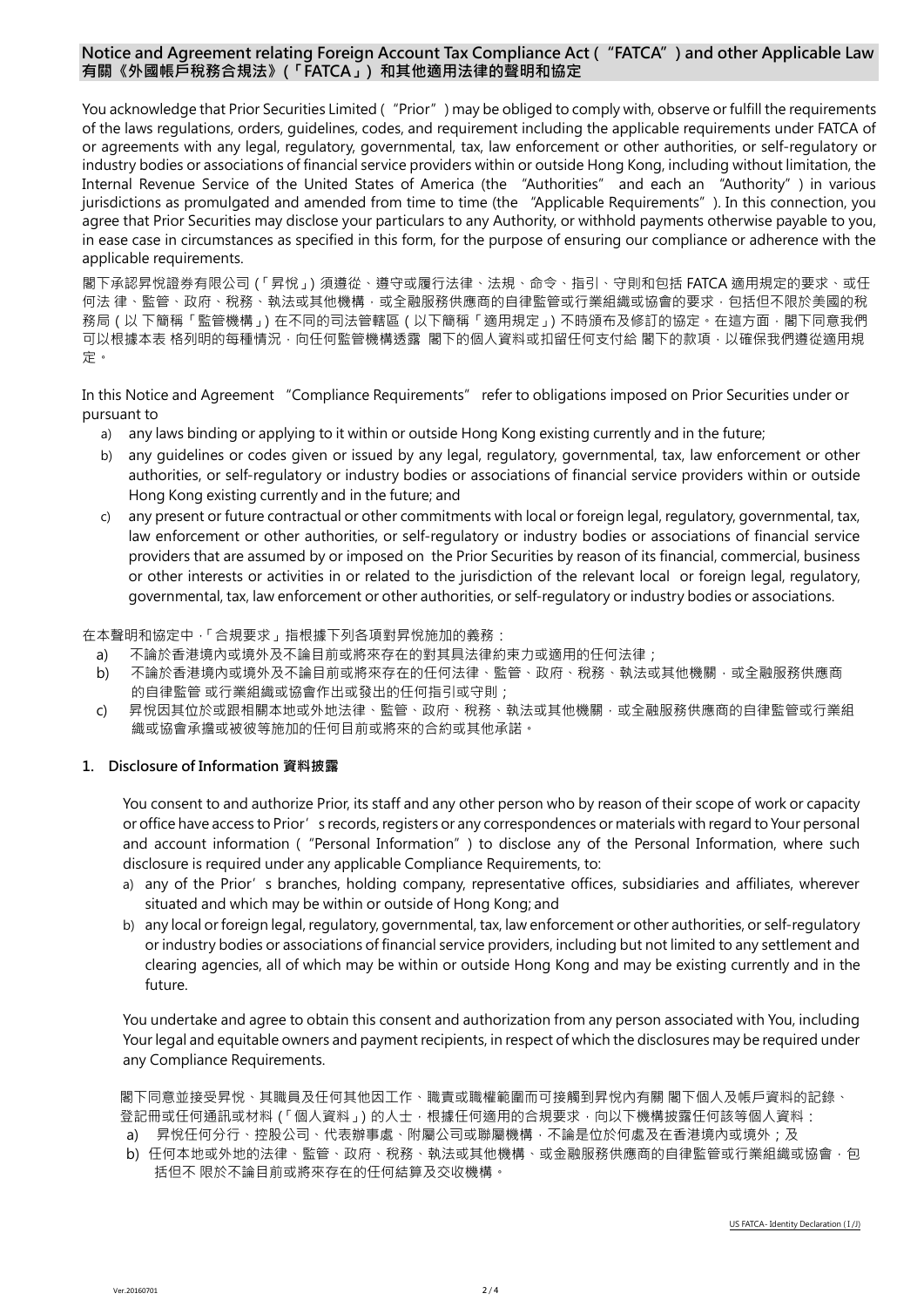## Notice and Agreement relating Foreign Account Tax Compliance Act (“FATCA”) and other Applicable Law
## 有關《外國帳戶稅務合規法》(「FATCA」) 和其他適用法律的聲明和協定

You acknowledge that Prior Securities Limited (“Prior”) may be obliged to comply with, observe or fulfill the requirements of the laws regulations, orders, guidelines, codes, and requirement including the applicable requirements under FATCA of or agreements with any legal, regulatory, governmental, tax, law enforcement or other authorities, or self-regulatory or industry bodies or associations of financial service providers within or outside Hong Kong, including without limitation, the Internal Revenue Service of the United States of America (the “Authorities” and each an “Authority”) in various jurisdictions as promulgated and amended from time to time (the “Applicable Requirements”). In this connection, you agree that Prior Securities may disclose your particulars to any Authority, or withhold payments otherwise payable to you, in ease case in circumstances as specified in this form, for the purpose of ensuring our compliance or adherence with the applicable requirements.

閣下承認昇悅證券有限公司 (「昇悅」) 須遵從、遵守或履行法律、法規、命令、指引、守則和包括 FATCA 適用規定的要求、或任何法 律、監管、政府、稅務、執法或其他機構，或全融服務供應商的自律監管或行業組織或協會的要求，包括但不限於美國的稅務局 ( 以 下簡稱「監管機構」) 在不同的司法管轄區 ( 以下簡稱「適用規定」) 不時頒布及修訂的協定。在這方面，閣下同意我們可以根據本表 格列明的每種情況，向任何監管機構透露 閣下的個人資料或扣留任何支付給 閣下的款項，以確保我們遵從適用規定。

In this Notice and Agreement “Compliance Requirements” refer to obligations imposed on Prior Securities under or pursuant to

a) any laws binding or applying to it within or outside Hong Kong existing currently and in the future;
b) any guidelines or codes given or issued by any legal, regulatory, governmental, tax, law enforcement or other authorities, or self-regulatory or industry bodies or associations of financial service providers within or outside Hong Kong existing currently and in the future; and
c) any present or future contractual or other commitments with local or foreign legal, regulatory, governmental, tax, law enforcement or other authorities, or self-regulatory or industry bodies or associations of financial service providers that are assumed by or imposed on the Prior Securities by reason of its financial, commercial, business or other interests or activities in or related to the jurisdiction of the relevant local or foreign legal, regulatory, governmental, tax, law enforcement or other authorities, or self-regulatory or industry bodies or associations.

在本聲明和協定中，「合規要求」指根據下列各項對昇悅施加的義務：

a) 不論於香港境內或境外及不論目前或將來存在的對其具法律約束力或適用的任何法律；
b) 不論於香港境內或境外及不論目前或將來存在的任何法律、監管、政府、稅務、執法或其他機關，或全融服務供應商的自律監管 或行業組織或協會作出或發出的任何指引或守則；
c) 昇悅因其位於或跟相關本地或外地法律、監管、政府、稅務、執法或其他機關，或全融服務供應商的自律監管或行業組織或協會承擔或被彼等施加的任何目前或將來的合約或其他承諾。

### 1. Disclosure of Information 資料披露

You consent to and authorize Prior, its staff and any other person who by reason of their scope of work or capacity or office have access to Prior’s records, registers or any correspondences or materials with regard to Your personal and account information ("Personal Information") to disclose any of the Personal Information, where such disclosure is required under any applicable Compliance Requirements, to:

a) any of the Prior’s branches, holding company, representative offices, subsidiaries and affiliates, wherever situated and which may be within or outside of Hong Kong; and
b) any local or foreign legal, regulatory, governmental, tax, law enforcement or other authorities, or self-regulatory or industry bodies or associations of financial service providers, including but not limited to any settlement and clearing agencies, all of which may be within or outside Hong Kong and may be existing currently and in the future.

You undertake and agree to obtain this consent and authorization from any person associated with You, including Your legal and equitable owners and payment recipients, in respect of which the disclosures may be required under any Compliance Requirements.

閣下同意並接受昇悅、其職員及任何其他因工作、職責或職權範圍而可接觸到昇悅內有關 閣下個人及帳戶資料的記錄、登記冊或任何通訊或材料 (「個人資料」) 的人士，根據任何適用的合規要求，向以下機構披露任何該等個人資料：

a) 昇悅任何分行、控股公司、代表辦事處、附屬公司或聯屬機構，不論是位於何處及在香港境內或境外；及
b) 任何本地或外地的法律、監管、政府、稅務、執法或其他機構、或金融服務供應商的自律監管或行業組織或協會，包括但不 限於不論目前或將來存在的任何結算及交收機構。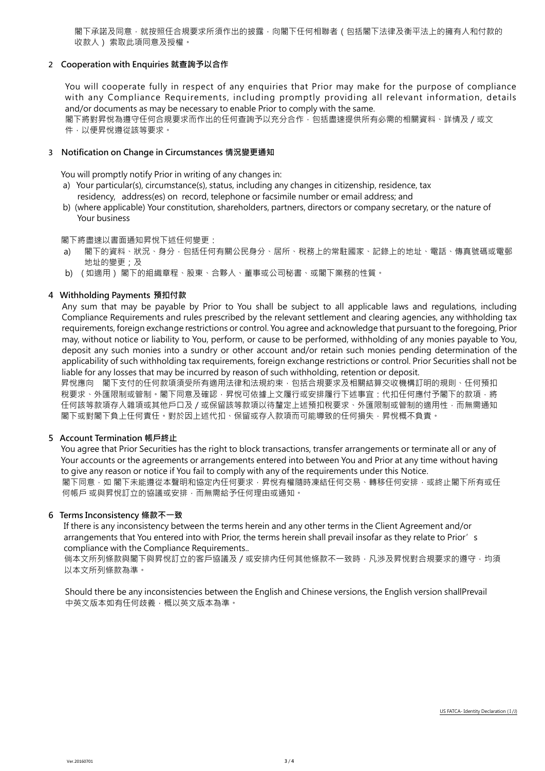閣下承諾及同意，就按照任合規要求所須作出的披露，向閣下任何相聯者（包括閣下法律及衡平法上的擁有人和付款的收款人）索取此項同意及授權。

## 2 Cooperation with Enquiries 就查詢予以合作

You will cooperate fully in respect of any enquiries that Prior may make for the purpose of compliance with any Compliance Requirements, including promptly providing all relevant information, details and/or documents as may be necessary to enable Prior to comply with the same.

閣下將對昇悅為遵守任何合規要求而作出的任何查詢予以充分合作，包括盡速提供所有必需的相關資料、詳情及／或文件，以便昇悅遵從該等要求。

## 3 Notification on Change in Circumstances 情況變更通知

You will promptly notify Prior in writing of any changes in:

a) Your particular(s), circumstance(s), status, including any changes in citizenship, residence, tax residency, address(es) on record, telephone or facsimile number or email address; and
b) (where applicable) Your constitution, shareholders, partners, directors or company secretary, or the nature of Your business

閣下將盡速以書面通知昇悅下述任何變更：

a) 閣下的資料、狀況、身分，包括任何有關公民身分、居所、稅務上的常駐國家、記錄上的地址、電話、傳真號碼或電郵地址的變更；及
b) （如適用）閣下的組織章程、股東、合夥人、董事或公司秘書、或閣下業務的性質。

## 4 Withholding Payments 預扣付款

Any sum that may be payable by Prior to You shall be subject to all applicable laws and regulations, including Compliance Requirements and rules prescribed by the relevant settlement and clearing agencies, any withholding tax requirements, foreign exchange restrictions or control. You agree and acknowledge that pursuant to the foregoing, Prior may, without notice or liability to You, perform, or cause to be performed, withholding of any monies payable to You, deposit any such monies into a sundry or other account and/or retain such monies pending determination of the applicability of such withholding tax requirements, foreign exchange restrictions or control. Prior Securities shall not be liable for any losses that may be incurred by reason of such withholding, retention or deposit.

昇悅應向 閣下支付的任何款項須受所有適用法律和法規約束，包括合規要求及相關結算交收機構訂明的規則、任何預扣稅要求、外匯限制或管制。閣下同意及確認，昇悅可依據上文履行或安排履行下述事宜：代扣任何應付予閣下的款項，將任何該等款項存入雜項或其他戶口及／或保留該等款項以待釐定上述預扣稅要求、外匯限制或管制的適用性，而無需通知閣下或對閣下負上任何責任。對於因上述代扣、保留或存入款項而可能導致的任何損失，昇悅概不負責。

## 5 Account Termination 帳戶終止

You agree that Prior Securities has the right to block transactions, transfer arrangements or terminate all or any of Your accounts or the agreements or arrangements entered into between You and Prior at any time without having to give any reason or notice if You fail to comply with any of the requirements under this Notice.

閣下同意，如 閣下未能遵從本聲明和協定內任何要求，昇悅有權隨時凍結任何交易、轉移任何安排，或終止閣下所有或任何帳戶 或與昇悅訂立的協議或安排，而無需給予任何理由或通知。

## 6 Terms Inconsistency 條款不一致

If there is any inconsistency between the terms herein and any other terms in the Client Agreement and/or arrangements that You entered into with Prior, the terms herein shall prevail insofar as they relate to Prior's compliance with the Compliance Requirements..

倘本文所列條款與閣下與昇悅訂立的客戶協議及／或安排內任何其他條款不一致時，凡涉及昇悅對合規要求的遵守，均須以本文所列條款為準。

Should there be any inconsistencies between the English and Chinese versions, the English version shallPrevail
中英文版本如有任何歧義，概以英文版本為準。